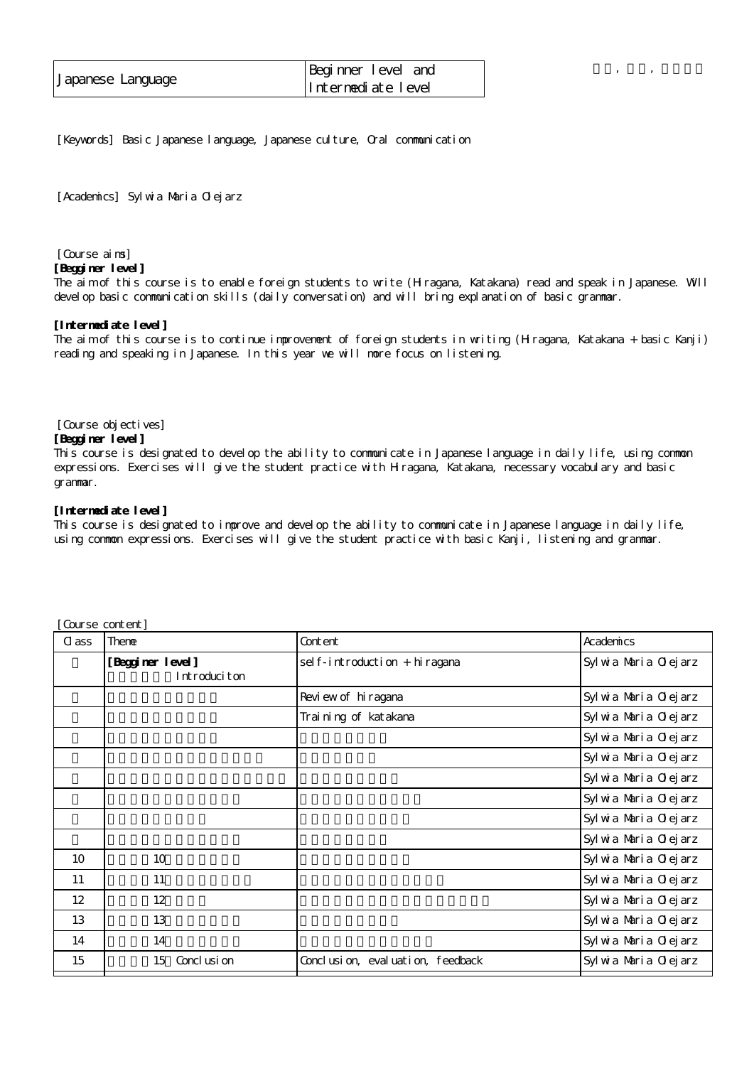| Japanese Language | Beginner level and Intermediate level |
|---|---|

[Keywords] Basic Japanese language, Japanese culture, Oral communication

[Academics] Sylwia Maria Olejarz

[Course aims]

**[Begginer level]**

The aim of this course is to enable foreign students to write (Hiragana, Katakana) read and speak in Japanese. Will develop basic communication skills (daily conversation) and will bring explanation of basic grammar.

**[Intermediate level]**

The aim of this course is to continue improvement of foreign students in writing (Hiragana, Katakana + basic Kanji) reading and speaking in Japanese. In this year we will more focus on listening.

[Course objectives]

**[Begginer level]**

This course is designated to develop the ability to communicate in Japanese language in daily life, using common expressions. Exercises will give the student practice with Hiragana, Katakana, necessary vocabulary and basic grammar.

**[Intermediate level]**

This course is designated to improve and develop the ability to communicate in Japanese language in daily life, using common expressions. Exercises will give the student practice with basic Kanji, listening and grammar.

[Course content]

| Class | Theme | Content | Academics |
|---|---|---|---|
| | **[Begginer level]** Introduciton | self-introduction + hiragana | Sylwia Maria Olejarz |
| | | Review of hiragana | Sylwia Maria Olejarz |
| | | Training of katakana | Sylwia Maria Olejarz |
| | | | Sylwia Maria Olejarz |
| | | | Sylwia Maria Olejarz |
| | | | Sylwia Maria Olejarz |
| | | | Sylwia Maria Olejarz |
| | | | Sylwia Maria Olejarz |
| | | | Sylwia Maria Olejarz |
| 10 | 10 | | Sylwia Maria Olejarz |
| 11 | 11 | | Sylwia Maria Olejarz |
| 12 | 12 | | Sylwia Maria Olejarz |
| 13 | 13 | | Sylwia Maria Olejarz |
| 14 | 14 | | Sylwia Maria Olejarz |
| 15 | 15 Conclusion | Conclusion, evaluation, feedback | Sylwia Maria Olejarz |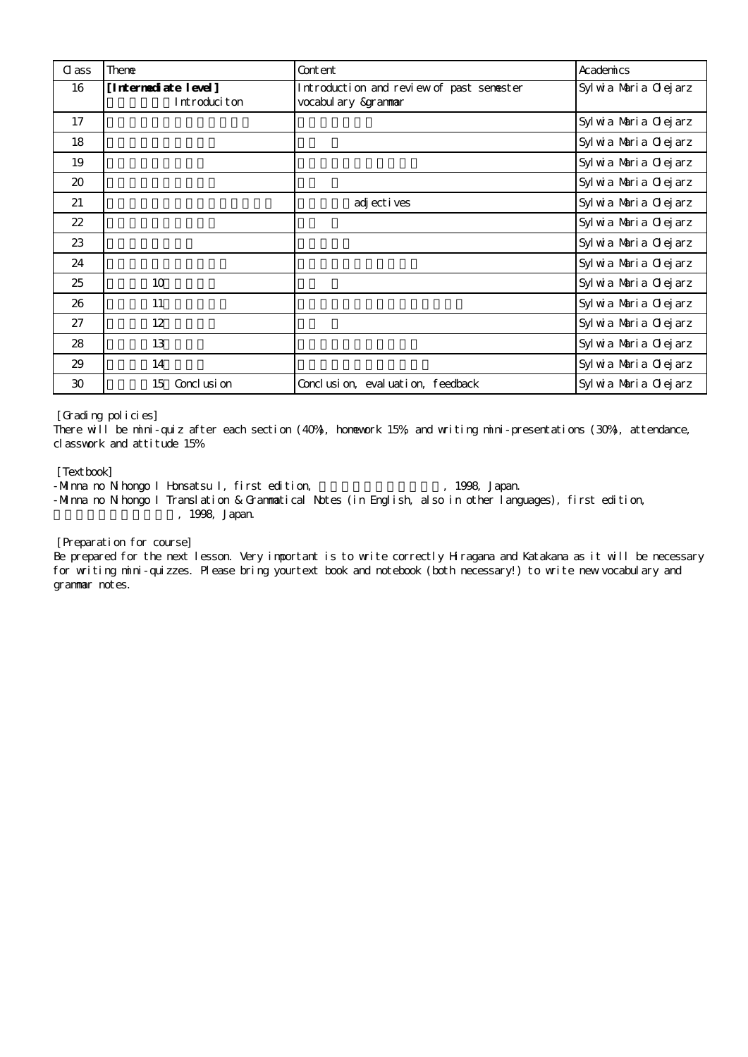| Class | Theme | Content | Academics |
| --- | --- | --- | --- |
| 16 | **[Intermediate level]** Introduciton | Introduction and review of past semester vocabulary &grammar | Sylwia Maria Olejarz |
| 17 | | | Sylwia Maria Olejarz |
| 18 | | | Sylwia Maria Olejarz |
| 19 | | | Sylwia Maria Olejarz |
| 20 | | | Sylwia Maria Olejarz |
| 21 | | adjectives | Sylwia Maria Olejarz |
| 22 | | | Sylwia Maria Olejarz |
| 23 | | | Sylwia Maria Olejarz |
| 24 | | | Sylwia Maria Olejarz |
| 25 | 10 | | Sylwia Maria Olejarz |
| 26 | 11 | | Sylwia Maria Olejarz |
| 27 | 12 | | Sylwia Maria Olejarz |
| 28 | 13 | | Sylwia Maria Olejarz |
| 29 | 14 | | Sylwia Maria Olejarz |
| 30 | 15 Conclusion | Conclusion, evaluation, feedback | Sylwia Maria Olejarz |

[Grading policies]
There will be mini-quiz after each section (40%), homework 15%, and writing mini-presentations (30%), attendance, classwork and attitude 15%

[Textbook]
-Minna no Nihongo I Honsatsu I, first edition, , 1998, Japan.
-Minna no Nihongo I Translation & Grammatical Notes (in English, also in other languages), first edition, , 1998, Japan.

[Preparation for course]
Be prepared for the next lesson. Very important is to write correctly Hiragana and Katakana as it will be necessary for writing mini-quizzes. Please bring yourtext book and notebook (both necessary!) to write new vocabulary and grammar notes.